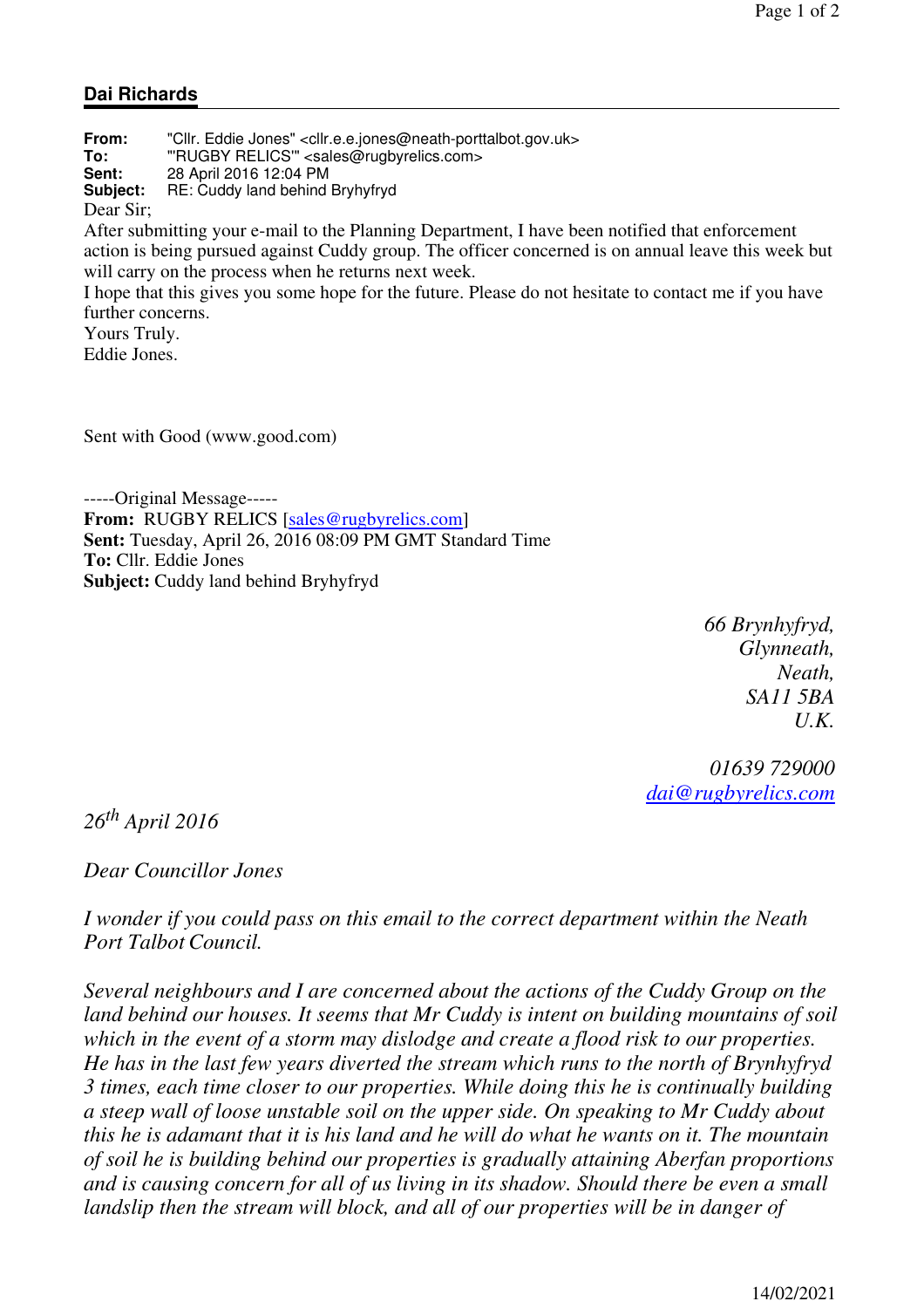## Dai Richards

**From:** "Cllr. Eddie Jones" <cllr.e.e.jones@neath-porttalbot.gov.uk>
**To:** "'RUGBY RELICS'" <sales@rugbyrelics.com>
**Sent:** 28 April 2016 12:04 PM
**Subject:** RE: Cuddy land behind Bryhyfryd

Dear Sir;
After submitting your e-mail to the Planning Department, I have been notified that enforcement action is being pursued against Cuddy group. The officer concerned is on annual leave this week but will carry on the process when he returns next week.
I hope that this gives you some hope for the future. Please do not hesitate to contact me if you have further concerns.
Yours Truly.
Eddie Jones.

Sent with Good (www.good.com)

-----Original Message-----
**From:** RUGBY RELICS [sales@rugbyrelics.com]
**Sent:** Tuesday, April 26, 2016 08:09 PM GMT Standard Time
**To:** Cllr. Eddie Jones
**Subject:** Cuddy land behind Bryhyfryd

*66 Brynhyfryd,*
*Glynneath,*
*Neath,*
*SA11 5BA*
*U.K.*

*01639 729000*
*dai@rugbyrelics.com*

*26th April 2016*

*Dear Councillor Jones*

*I wonder if you could pass on this email to the correct department within the Neath Port Talbot Council.*

*Several neighbours and I are concerned about the actions of the Cuddy Group on the land behind our houses. It seems that Mr Cuddy is intent on building mountains of soil which in the event of a storm may dislodge and create a flood risk to our properties. He has in the last few years diverted the stream which runs to the north of Brynhyfryd 3 times, each time closer to our properties. While doing this he is continually building a steep wall of loose unstable soil on the upper side. On speaking to Mr Cuddy about this he is adamant that it is his land and he will do what he wants on it. The mountain of soil he is building behind our properties is gradually attaining Aberfan proportions and is causing concern for all of us living in its shadow. Should there be even a small landslip then the stream will block, and all of our properties will be in danger of*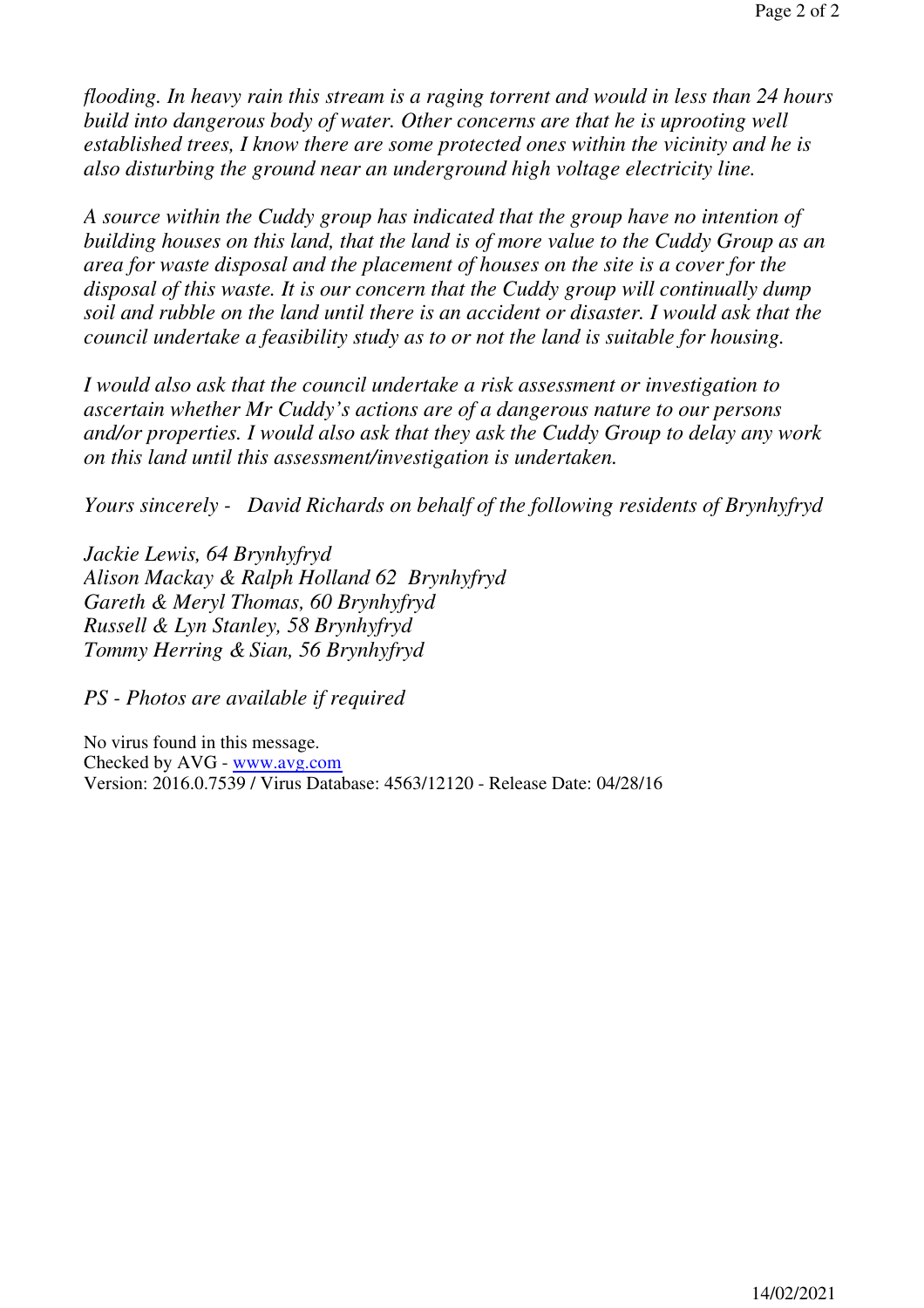*flooding. In heavy rain this stream is a raging torrent and would in less than 24 hours build into dangerous body of water. Other concerns are that he is uprooting well established trees, I know there are some protected ones within the vicinity and he is also disturbing the ground near an underground high voltage electricity line.*

*A source within the Cuddy group has indicated that the group have no intention of building houses on this land, that the land is of more value to the Cuddy Group as an area for waste disposal and the placement of houses on the site is a cover for the disposal of this waste. It is our concern that the Cuddy group will continually dump soil and rubble on the land until there is an accident or disaster. I would ask that the council undertake a feasibility study as to or not the land is suitable for housing.*

*I would also ask that the council undertake a risk assessment or investigation to ascertain whether Mr Cuddy's actions are of a dangerous nature to our persons and/or properties. I would also ask that they ask the Cuddy Group to delay any work on this land until this assessment/investigation is undertaken.*

*Yours sincerely - David Richards on behalf of the following residents of Brynhyfryd*

*Jackie Lewis, 64 Brynhyfryd*
*Alison Mackay & Ralph Holland 62 Brynhyfryd*
*Gareth & Meryl Thomas, 60 Brynhyfryd*
*Russell & Lyn Stanley, 58 Brynhyfryd*
*Tommy Herring & Sian, 56 Brynhyfryd*

*PS - Photos are available if required*

No virus found in this message.
Checked by AVG - www.avg.com
Version: 2016.0.7539 / Virus Database: 4563/12120 - Release Date: 04/28/16